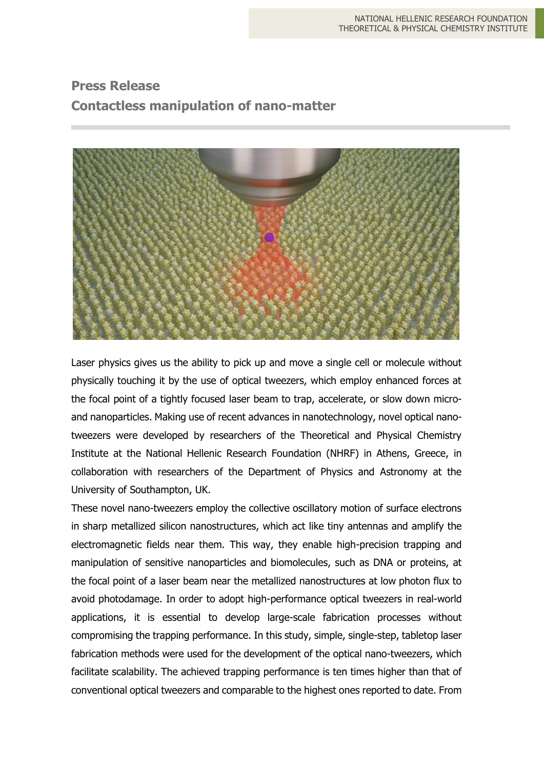## Press Release

## Contactless manipulation of nano-matter

Laser physics gives us the ability to pick up and move a single cell or molecule without physically touching it by the use of optical tweezers, which employ enhanced forces at the focal point of a tightly focused laser beam to trap, accelerate, or slow down micro- and nanoparticles. Making use of recent advances in nanotechnology, novel optical nano-tweezers were developed by researchers of the Theoretical and Physical Chemistry Institute at the National Hellenic Research Foundation (NHRF) in Athens, Greece, in collaboration with researchers of the Department of Physics and Astronomy at the University of Southampton, UK.

These novel nano-tweezers employ the collective oscillatory motion of surface electrons in sharp metallized silicon nanostructures, which act like tiny antennas and amplify the electromagnetic fields near them. This way, they enable high-precision trapping and manipulation of sensitive nanoparticles and biomolecules, such as DNA or proteins, at the focal point of a laser beam near the metallized nanostructures at low photon flux to avoid photodamage. In order to adopt high-performance optical tweezers in real-world applications, it is essential to develop large-scale fabrication processes without compromising the trapping performance. In this study, simple, single-step, tabletop laser fabrication methods were used for the development of the optical nano-tweezers, which facilitate scalability. The achieved trapping performance is ten times higher than that of conventional optical tweezers and comparable to the highest ones reported to date. From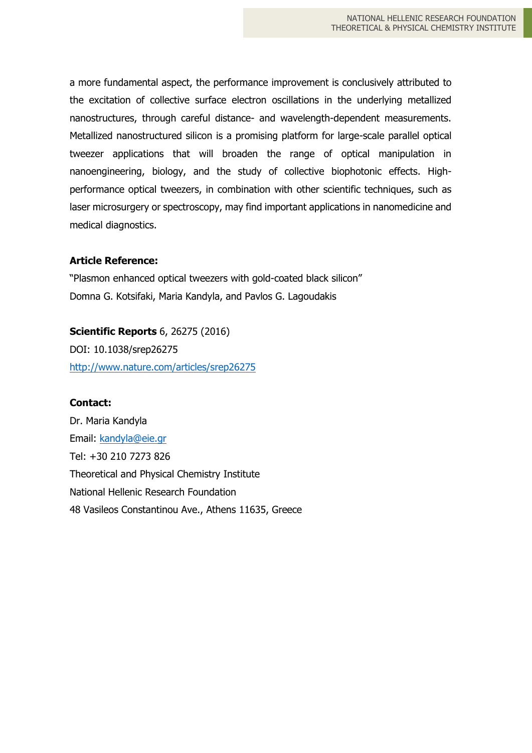a more fundamental aspect, the performance improvement is conclusively attributed to the excitation of collective surface electron oscillations in the underlying metallized nanostructures, through careful distance- and wavelength-dependent measurements. Metallized nanostructured silicon is a promising platform for large-scale parallel optical tweezer applications that will broaden the range of optical manipulation in nanoengineering, biology, and the study of collective biophotonic effects. High-performance optical tweezers, in combination with other scientific techniques, such as laser microsurgery or spectroscopy, may find important applications in nanomedicine and medical diagnostics.

**Article Reference:**

"Plasmon enhanced optical tweezers with gold-coated black silicon"
Domna G. Kotsifaki, Maria Kandyla, and Pavlos G. Lagoudakis

**Scientific Reports** 6, 26275 (2016)
DOI: 10.1038/srep26275
http://www.nature.com/articles/srep26275

**Contact:**

Dr. Maria Kandyla
Email: kandyla@eie.gr
Tel: +30 210 7273 826
Theoretical and Physical Chemistry Institute
National Hellenic Research Foundation
48 Vasileos Constantinou Ave., Athens 11635, Greece